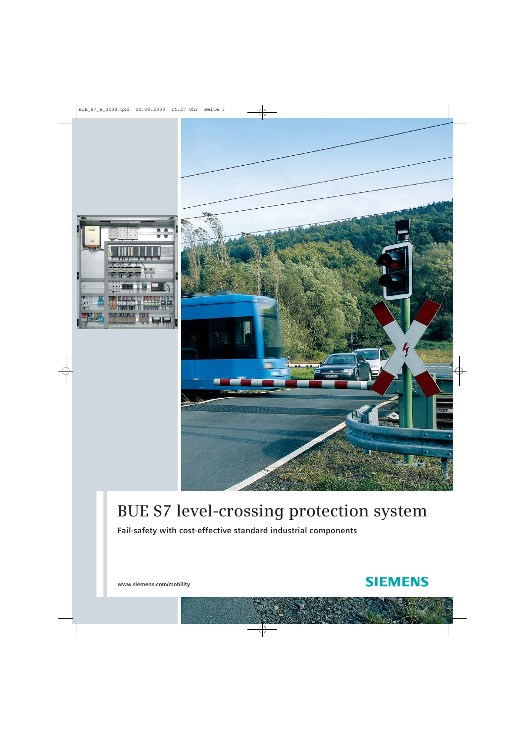# BUE S7 level-crossing protection system

**Fail-safety with cost-effective standard industrial components**

www.siemens.com/mobility

SIEMENS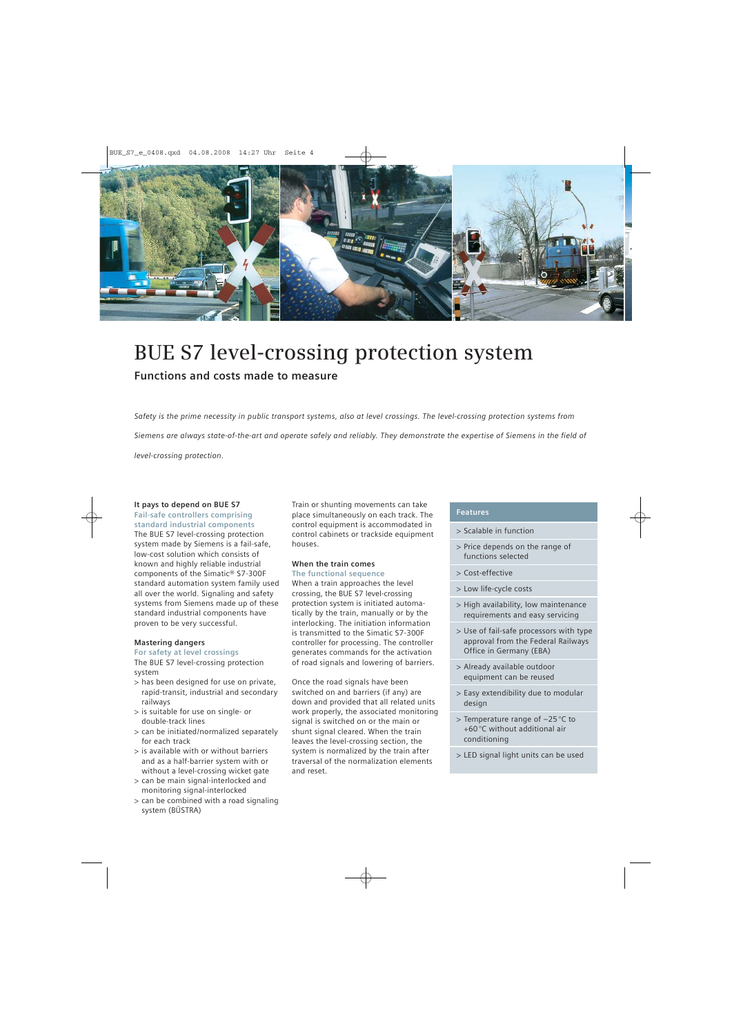# BUE S7 level-crossing protection system

## Functions and costs made to measure

*Safety is the prime necessity in public transport systems, also at level crossings. The level-crossing protection systems from Siemens are always state-of-the-art and operate safely and reliably. They demonstrate the expertise of Siemens in the field of level-crossing protection.*

### It pays to depend on BUE S7

**Fail-safe controllers comprising standard industrial components**

The BUE S7 level-crossing protection system made by Siemens is a fail-safe, low-cost solution which consists of known and highly reliable industrial components of the Simatic® S7-300F standard automation system family used all over the world. Signaling and safety systems from Siemens made up of these standard industrial components have proven to be very successful.

### Mastering dangers

**For safety at level crossings**

The BUE S7 level-crossing protection system

- > has been designed for use on private, rapid-transit, industrial and secondary railways
- > is suitable for use on single- or double-track lines
- > can be initiated/normalized separately for each track
- > is available with or without barriers and as a half-barrier system with or without a level-crossing wicket gate
- > can be main signal-interlocked and monitoring signal-interlocked
- > can be combined with a road signaling system (BÜSTRA)

Train or shunting movements can take place simultaneously on each track. The control equipment is accommodated in control cabinets or trackside equipment houses.

### When the train comes

**The functional sequence**

When a train approaches the level crossing, the BUE S7 level-crossing protection system is initiated automatically by the train, manually or by the interlocking. The initiation information is transmitted to the Simatic S7-300F controller for processing. The controller generates commands for the activation of road signals and lowering of barriers.

Once the road signals have been switched on and barriers (if any) are down and provided that all related units work properly, the associated monitoring signal is switched on or the main or shunt signal cleared. When the train leaves the level-crossing section, the system is normalized by the train after traversal of the normalization elements and reset.

### Features

- > Scalable in function
- > Price depends on the range of functions selected
- > Cost-effective
- > Low life-cycle costs
- > High availability, low maintenance requirements and easy servicing
- > Use of fail-safe processors with type approval from the Federal Railways Office in Germany (EBA)
- > Already available outdoor equipment can be reused
- > Easy extendibility due to modular design
- > Temperature range of −25 °C to +60 °C without additional air conditioning
- > LED signal light units can be used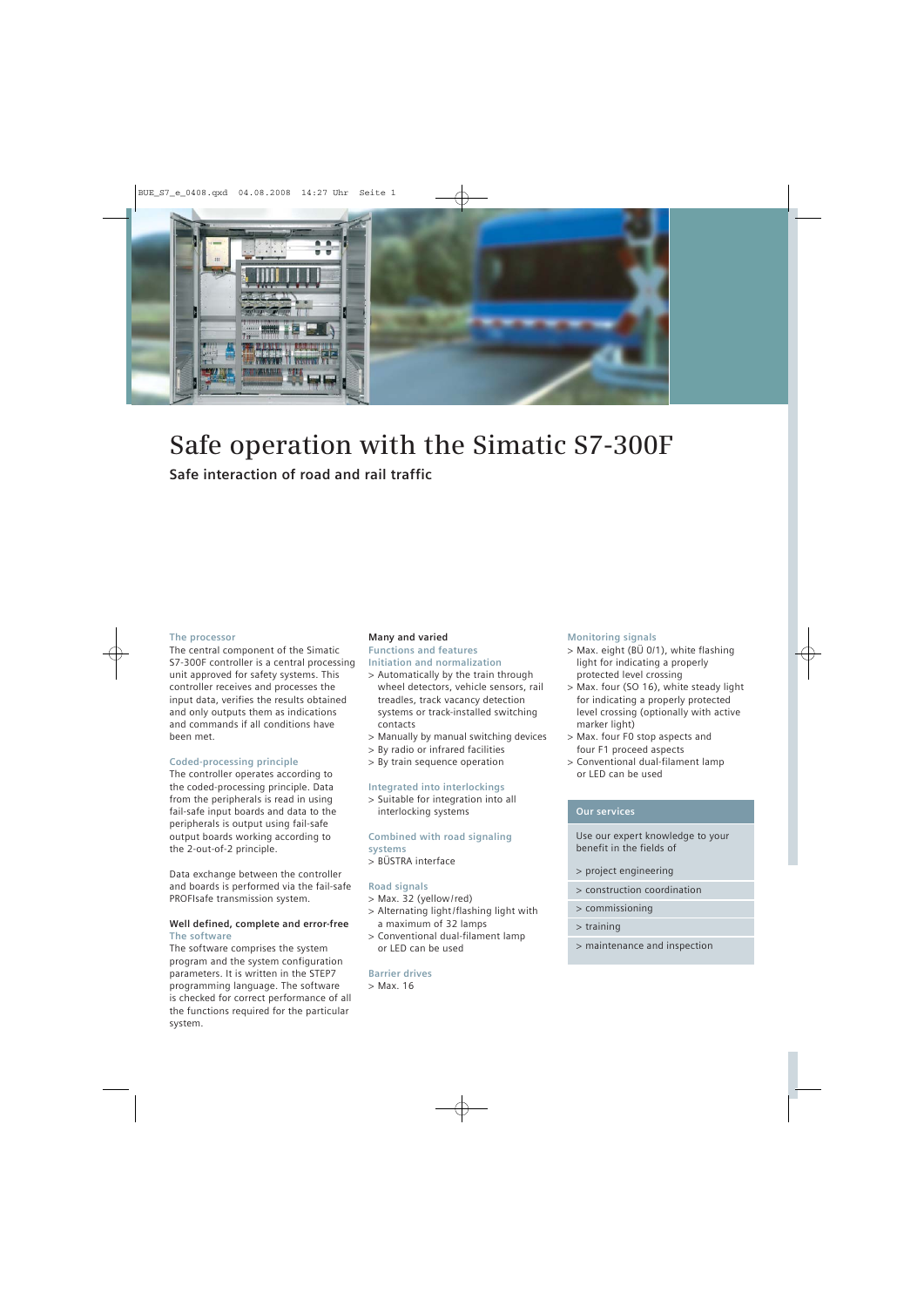# Safe operation with the Simatic S7-300F

## Safe interaction of road and rail traffic

### The processor

The central component of the Simatic S7-300F controller is a central processing unit approved for safety systems. This controller receives and processes the input data, verifies the results obtained and only outputs them as indications and commands if all conditions have been met.

### Coded-processing principle

The controller operates according to the coded-processing principle. Data from the peripherals is read in using fail-safe input boards and data to the peripherals is output using fail-safe output boards working according to the 2-out-of-2 principle.

Data exchange between the controller and boards is performed via the fail-safe PROFIsafe transmission system.

**Well defined, complete and error-free**

### The software

The software comprises the system program and the system configuration parameters. It is written in the STEP7 programming language. The software is checked for correct performance of all the functions required for the particular system.

**Many and varied**

### Functions and features

#### Initiation and normalization

- Automatically by the train through wheel detectors, vehicle sensors, rail treadles, track vacancy detection systems or track-installed switching contacts
- Manually by manual switching devices
- By radio or infrared facilities
- By train sequence operation

#### Integrated into interlockings

- Suitable for integration into all interlocking systems

#### Combined with road signaling systems

- BÜSTRA interface

#### Road signals

- Max. 32 (yellow/red)
- Alternating light/flashing light with a maximum of 32 lamps
- Conventional dual-filament lamp or LED can be used

#### Barrier drives

- Max. 16

#### Monitoring signals

- Max. eight (BÜ 0/1), white flashing light for indicating a properly protected level crossing
- Max. four (SO 16), white steady light for indicating a properly protected level crossing (optionally with active marker light)
- Max. four F0 stop aspects and four F1 proceed aspects
- Conventional dual-filament lamp or LED can be used

### Our services

Use our expert knowledge to your benefit in the fields of

- project engineering
- construction coordination
- commissioning
- training
- maintenance and inspection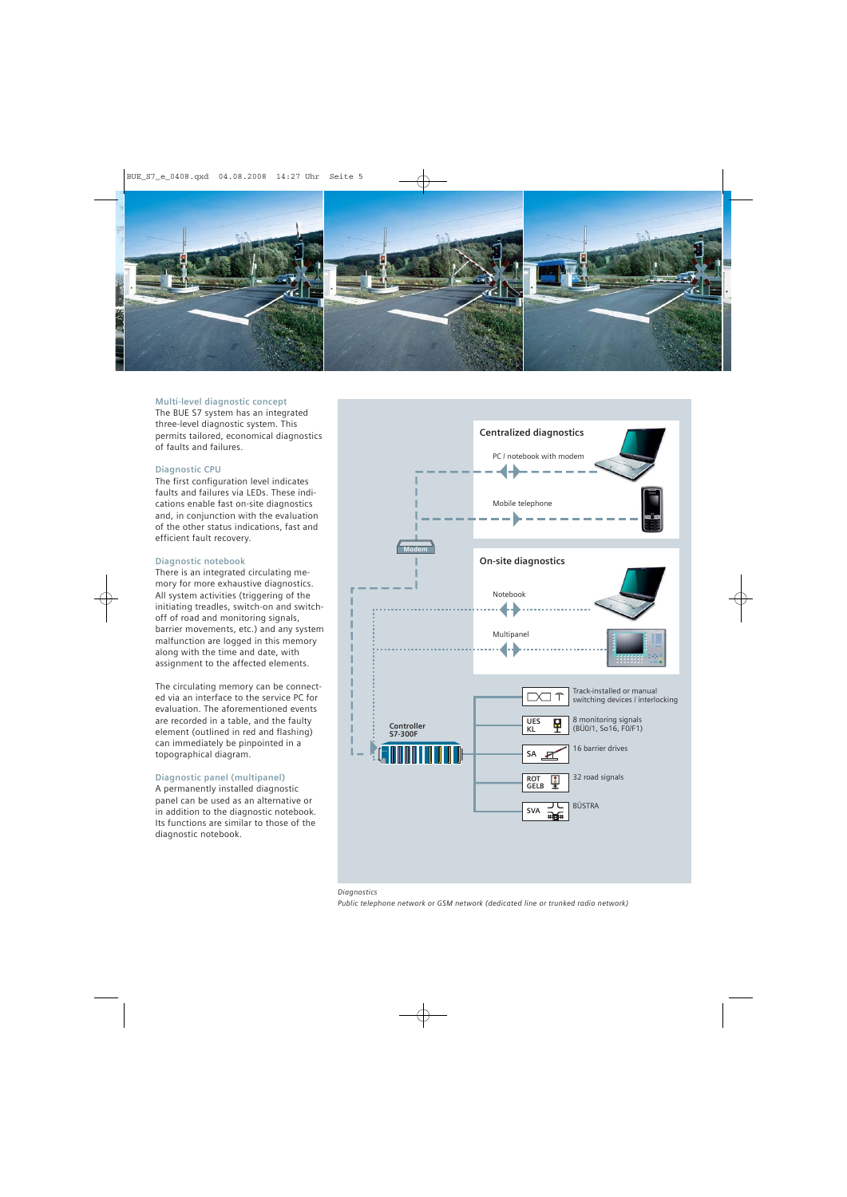## Multi-level diagnostic concept

The BUE S7 system has an integrated three-level diagnostic system. This permits tailored, economical diagnostics of faults and failures.

### Diagnostic CPU

The first configuration level indicates faults and failures via LEDs. These indications enable fast on-site diagnostics and, in conjunction with the evaluation of the other status indications, fast and efficient fault recovery.

### Diagnostic notebook

There is an integrated circulating memory for more exhaustive diagnostics. All system activities (triggering of the initiating treadles, switch-on and switch-off of road and monitoring signals, barrier movements, etc.) and any system malfunction are logged in this memory along with the time and date, with assignment to the affected elements.

The circulating memory can be connected via an interface to the service PC for evaluation. The aforementioned events are recorded in a table, and the faulty element (outlined in red and flashing) can immediately be pinpointed in a topographical diagram.

### Diagnostic panel (multipanel)

A permanently installed diagnostic panel can be used as an alternative or in addition to the diagnostic notebook. Its functions are similar to those of the diagnostic notebook.

**Centralized diagnostics**

- PC / notebook with modem
- Mobile telephone

Modem

**On-site diagnostics**

- Notebook
- Multipanel

Controller S7-300F

- Track-installed or manual switching devices / interlocking
- UES KL – 8 monitoring signals (BÜ0/1, So16, F0/F1)
- SA – 16 barrier drives
- ROT GELB – 32 road signals
- SVA – BÜSTRA

*Diagnostics*

*Public telephone network or GSM network (dedicated line or trunked radio network)*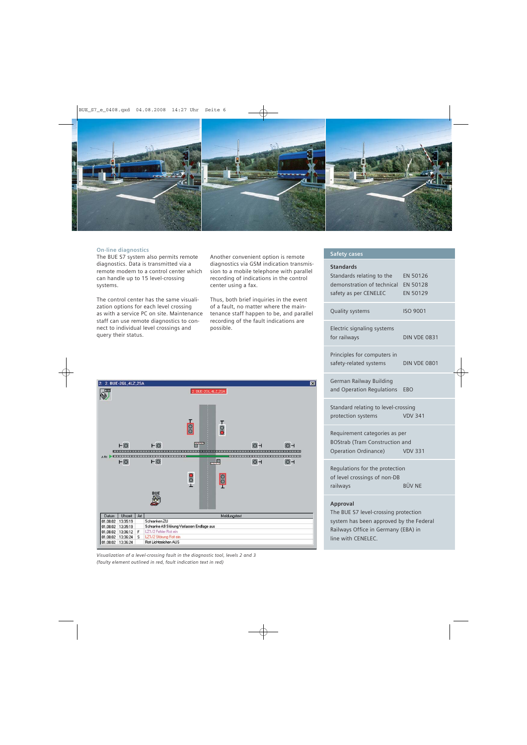## On-line diagnostics

The BUE S7 system also permits remote diagnostics. Data is transmitted via a remote modem to a control center which can handle up to 15 level-crossing systems.

The control center has the same visualization options for each level crossing as with a service PC on site. Maintenance staff can use remote diagnostics to connect to individual level crossings and query their status.

Another convenient option is remote diagnostics via GSM indication transmission to a mobile telephone with parallel recording of indications in the control center using a fax.

Thus, both brief inquiries in the event of a fault, no matter where the maintenance staff happen to be, and parallel recording of the fault indications are possible.

*Visualization of a level-crossing fault in the diagnostic tool, levels 2 and 3 (faulty element outlined in red, fault indication text in red)*

## Safety cases

| | |
|---|---|
| **Standards** | |
| Standards relating to the demonstration of technical safety as per CENELEC | EN 50126<br>EN 50128<br>EN 50129 |
| Quality systems | ISO 9001 |
| Electric signaling systems for railways | DIN VDE 0831 |
| Principles for computers in safety-related systems | DIN VDE 0801 |
| German Railway Building and Operation Regulations | EBO |
| Standard relating to level-crossing protection systems | VDV 341 |
| Requirement categories as per BOStrab (Tram Construction and Operation Ordinance) | VDV 331 |
| Regulations for the protection of level crossings of non-DB railways | BÜV NE |

**Approval**

The BUE S7 level-crossing protection system has been approved by the Federal Railways Office in Germany (EBA) in line with CENELEC.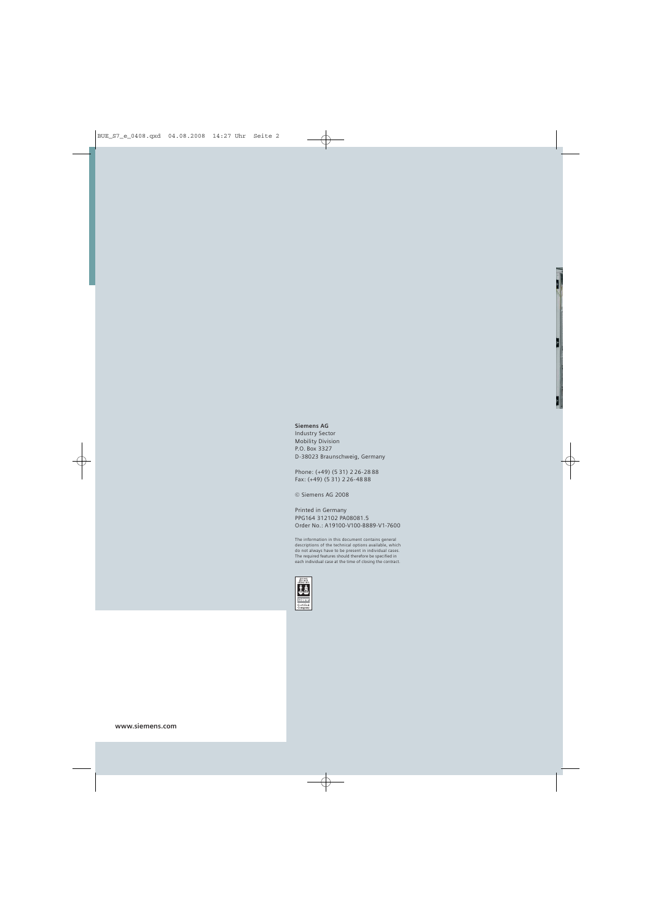**Siemens AG**
Industry Sector
Mobility Division
P.O. Box 3327
D-38023 Braunschweig, Germany

Phone: (+49) (5 31) 2 26-28 88
Fax: (+49) (5 31) 2 26-48 88

© Siemens AG 2008

Printed in Germany
PPG164 312102 PA08081.5
Order No.: A19100-V100-B889-V1-7600

The information in this document contains general descriptions of the technical options available, which do not always have to be present in individual cases. The required features should therefore be specified in each individual case at the time of closing the contract.

**www.siemens.com**